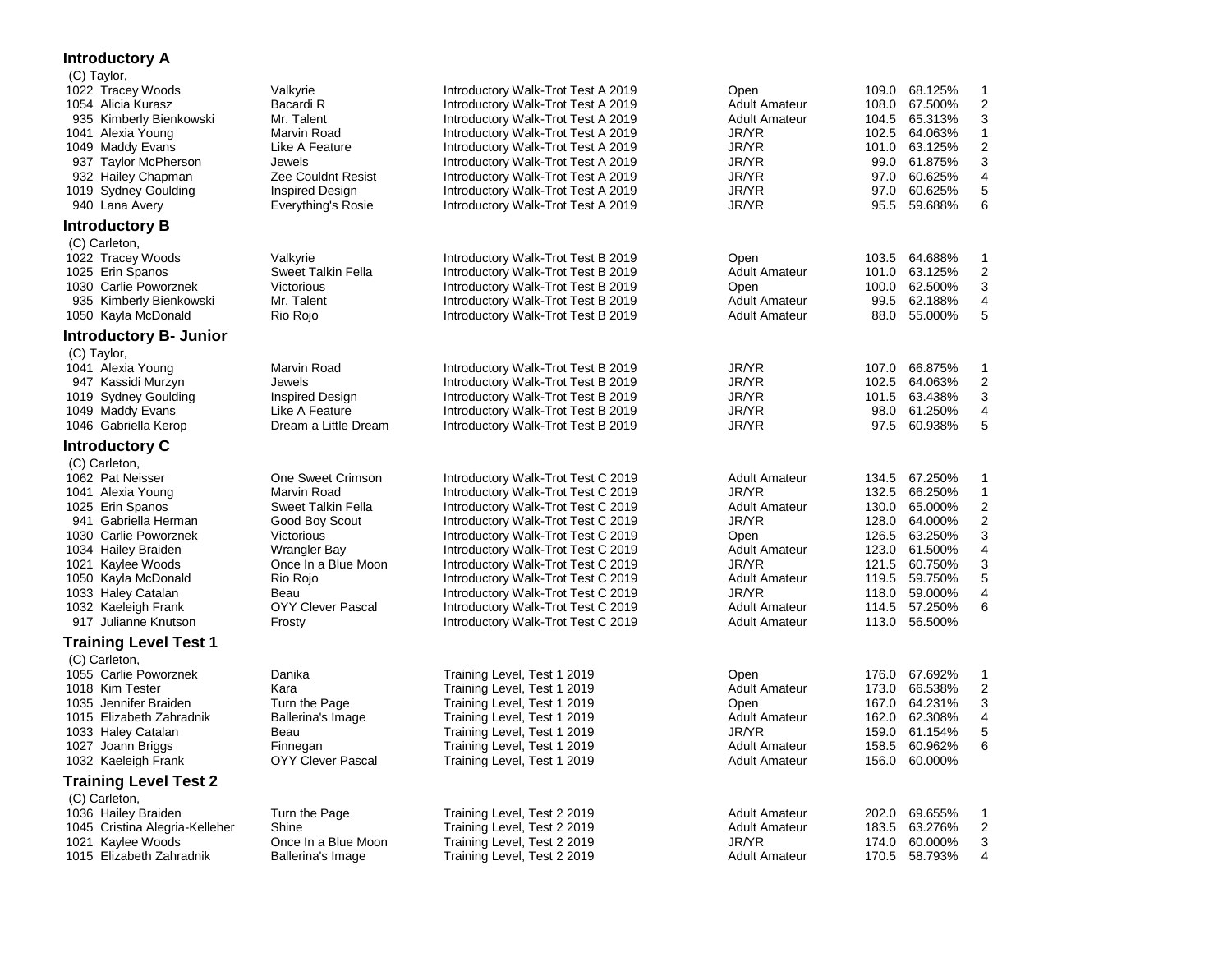## Introductory A

(C) Taylor,

| No. | Rider | Horse | Test | Division | Score | Percent | Place |
|---|---|---|---|---|---|---|---|
| 1022 | Tracey Woods | Valkyrie | Introductory Walk-Trot Test A 2019 | Open | 109.0 | 68.125% | 1 |
| 1054 | Alicia Kurasz | Bacardi R | Introductory Walk-Trot Test A 2019 | Adult Amateur | 108.0 | 67.500% | 2 |
| 935 | Kimberly Bienkowski | Mr. Talent | Introductory Walk-Trot Test A 2019 | Adult Amateur | 104.5 | 65.313% | 3 |
| 1041 | Alexia Young | Marvin Road | Introductory Walk-Trot Test A 2019 | JR/YR | 102.5 | 64.063% | 1 |
| 1049 | Maddy Evans | Like A Feature | Introductory Walk-Trot Test A 2019 | JR/YR | 101.0 | 63.125% | 2 |
| 937 | Taylor McPherson | Jewels | Introductory Walk-Trot Test A 2019 | JR/YR | 99.0 | 61.875% | 3 |
| 932 | Hailey Chapman | Zee Couldnt Resist | Introductory Walk-Trot Test A 2019 | JR/YR | 97.0 | 60.625% | 4 |
| 1019 | Sydney Goulding | Inspired Design | Introductory Walk-Trot Test A 2019 | JR/YR | 97.0 | 60.625% | 5 |
| 940 | Lana Avery | Everything's Rosie | Introductory Walk-Trot Test A 2019 | JR/YR | 95.5 | 59.688% | 6 |

## Introductory B

(C) Carleton,

| No. | Rider | Horse | Test | Division | Score | Percent | Place |
|---|---|---|---|---|---|---|---|
| 1022 | Tracey Woods | Valkyrie | Introductory Walk-Trot Test B 2019 | Open | 103.5 | 64.688% | 1 |
| 1025 | Erin Spanos | Sweet Talkin Fella | Introductory Walk-Trot Test B 2019 | Adult Amateur | 101.0 | 63.125% | 2 |
| 1030 | Carlie Poworznek | Victorious | Introductory Walk-Trot Test B 2019 | Open | 100.0 | 62.500% | 3 |
| 935 | Kimberly Bienkowski | Mr. Talent | Introductory Walk-Trot Test B 2019 | Adult Amateur | 99.5 | 62.188% | 4 |
| 1050 | Kayla McDonald | Rio Rojo | Introductory Walk-Trot Test B 2019 | Adult Amateur | 88.0 | 55.000% | 5 |

## Introductory B- Junior

(C) Taylor,

| No. | Rider | Horse | Test | Division | Score | Percent | Place |
|---|---|---|---|---|---|---|---|
| 1041 | Alexia Young | Marvin Road | Introductory Walk-Trot Test B 2019 | JR/YR | 107.0 | 66.875% | 1 |
| 947 | Kassidi Murzyn | Jewels | Introductory Walk-Trot Test B 2019 | JR/YR | 102.5 | 64.063% | 2 |
| 1019 | Sydney Goulding | Inspired Design | Introductory Walk-Trot Test B 2019 | JR/YR | 101.5 | 63.438% | 3 |
| 1049 | Maddy Evans | Like A Feature | Introductory Walk-Trot Test B 2019 | JR/YR | 98.0 | 61.250% | 4 |
| 1046 | Gabriella Kerop | Dream a Little Dream | Introductory Walk-Trot Test B 2019 | JR/YR | 97.5 | 60.938% | 5 |

## Introductory C

(C) Carleton,

| No. | Rider | Horse | Test | Division | Score | Percent | Place |
|---|---|---|---|---|---|---|---|
| 1062 | Pat Neisser | One Sweet Crimson | Introductory Walk-Trot Test C 2019 | Adult Amateur | 134.5 | 67.250% | 1 |
| 1041 | Alexia Young | Marvin Road | Introductory Walk-Trot Test C 2019 | JR/YR | 132.5 | 66.250% | 1 |
| 1025 | Erin Spanos | Sweet Talkin Fella | Introductory Walk-Trot Test C 2019 | Adult Amateur | 130.0 | 65.000% | 2 |
| 941 | Gabriella Herman | Good Boy Scout | Introductory Walk-Trot Test C 2019 | JR/YR | 128.0 | 64.000% | 2 |
| 1030 | Carlie Poworznek | Victorious | Introductory Walk-Trot Test C 2019 | Open | 126.5 | 63.250% | 3 |
| 1034 | Hailey Braiden | Wrangler Bay | Introductory Walk-Trot Test C 2019 | Adult Amateur | 123.0 | 61.500% | 4 |
| 1021 | Kaylee Woods | Once In a Blue Moon | Introductory Walk-Trot Test C 2019 | JR/YR | 121.5 | 60.750% | 3 |
| 1050 | Kayla McDonald | Rio Rojo | Introductory Walk-Trot Test C 2019 | Adult Amateur | 119.5 | 59.750% | 5 |
| 1033 | Haley Catalan | Beau | Introductory Walk-Trot Test C 2019 | JR/YR | 118.0 | 59.000% | 4 |
| 1032 | Kaeleigh Frank | OYY Clever Pascal | Introductory Walk-Trot Test C 2019 | Adult Amateur | 114.5 | 57.250% | 6 |
| 917 | Julianne Knutson | Frosty | Introductory Walk-Trot Test C 2019 | Adult Amateur | 113.0 | 56.500% | |

## Training Level Test 1

(C) Carleton,

| No. | Rider | Horse | Test | Division | Score | Percent | Place |
|---|---|---|---|---|---|---|---|
| 1055 | Carlie Poworznek | Danika | Training Level, Test 1 2019 | Open | 176.0 | 67.692% | 1 |
| 1018 | Kim Tester | Kara | Training Level, Test 1 2019 | Adult Amateur | 173.0 | 66.538% | 2 |
| 1035 | Jennifer Braiden | Turn the Page | Training Level, Test 1 2019 | Open | 167.0 | 64.231% | 3 |
| 1015 | Elizabeth Zahradnik | Ballerina's Image | Training Level, Test 1 2019 | Adult Amateur | 162.0 | 62.308% | 4 |
| 1033 | Haley Catalan | Beau | Training Level, Test 1 2019 | JR/YR | 159.0 | 61.154% | 5 |
| 1027 | Joann Briggs | Finnegan | Training Level, Test 1 2019 | Adult Amateur | 158.5 | 60.962% | 6 |
| 1032 | Kaeleigh Frank | OYY Clever Pascal | Training Level, Test 1 2019 | Adult Amateur | 156.0 | 60.000% | |

## Training Level Test 2

(C) Carleton,

| No. | Rider | Horse | Test | Division | Score | Percent | Place |
|---|---|---|---|---|---|---|---|
| 1036 | Hailey Braiden | Turn the Page | Training Level, Test 2 2019 | Adult Amateur | 202.0 | 69.655% | 1 |
| 1045 | Cristina Alegria-Kelleher | Shine | Training Level, Test 2 2019 | Adult Amateur | 183.5 | 63.276% | 2 |
| 1021 | Kaylee Woods | Once In a Blue Moon | Training Level, Test 2 2019 | JR/YR | 174.0 | 60.000% | 3 |
| 1015 | Elizabeth Zahradnik | Ballerina's Image | Training Level, Test 2 2019 | Adult Amateur | 170.5 | 58.793% | 4 |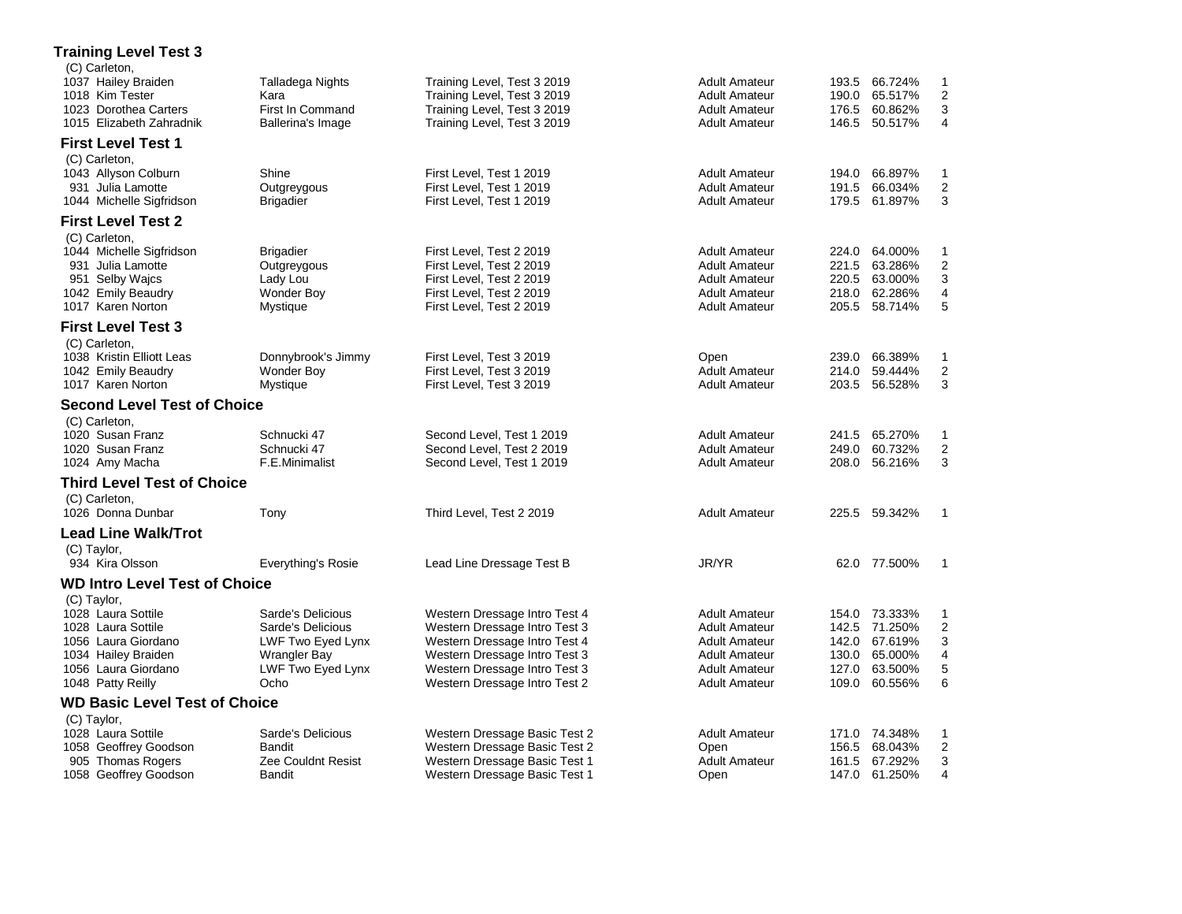## Training Level Test 3

(C) Carleton,

| | | | | | | | |
|---|---|---|---|---|---|---|---|
| 1037 | Hailey Braiden | Talladega Nights | Training Level, Test 3 2019 | Adult Amateur | 193.5 | 66.724% | 1 |
| 1018 | Kim Tester | Kara | Training Level, Test 3 2019 | Adult Amateur | 190.0 | 65.517% | 2 |
| 1023 | Dorothea Carters | First In Command | Training Level, Test 3 2019 | Adult Amateur | 176.5 | 60.862% | 3 |
| 1015 | Elizabeth Zahradnik | Ballerina's Image | Training Level, Test 3 2019 | Adult Amateur | 146.5 | 50.517% | 4 |

## First Level Test 1

(C) Carleton,

| | | | | | | | |
|---|---|---|---|---|---|---|---|
| 1043 | Allyson Colburn | Shine | First Level, Test 1 2019 | Adult Amateur | 194.0 | 66.897% | 1 |
| 931 | Julia Lamotte | Outgreygous | First Level, Test 1 2019 | Adult Amateur | 191.5 | 66.034% | 2 |
| 1044 | Michelle Sigfridson | Brigadier | First Level, Test 1 2019 | Adult Amateur | 179.5 | 61.897% | 3 |

## First Level Test 2

(C) Carleton,

| | | | | | | | |
|---|---|---|---|---|---|---|---|
| 1044 | Michelle Sigfridson | Brigadier | First Level, Test 2 2019 | Adult Amateur | 224.0 | 64.000% | 1 |
| 931 | Julia Lamotte | Outgreygous | First Level, Test 2 2019 | Adult Amateur | 221.5 | 63.286% | 2 |
| 951 | Selby Wajcs | Lady Lou | First Level, Test 2 2019 | Adult Amateur | 220.5 | 63.000% | 3 |
| 1042 | Emily Beaudry | Wonder Boy | First Level, Test 2 2019 | Adult Amateur | 218.0 | 62.286% | 4 |
| 1017 | Karen Norton | Mystique | First Level, Test 2 2019 | Adult Amateur | 205.5 | 58.714% | 5 |

## First Level Test 3

(C) Carleton,

| | | | | | | | |
|---|---|---|---|---|---|---|---|
| 1038 | Kristin Elliott Leas | Donnybrook's Jimmy | First Level, Test 3 2019 | Open | 239.0 | 66.389% | 1 |
| 1042 | Emily Beaudry | Wonder Boy | First Level, Test 3 2019 | Adult Amateur | 214.0 | 59.444% | 2 |
| 1017 | Karen Norton | Mystique | First Level, Test 3 2019 | Adult Amateur | 203.5 | 56.528% | 3 |

## Second Level Test of Choice

(C) Carleton,

| | | | | | | | |
|---|---|---|---|---|---|---|---|
| 1020 | Susan Franz | Schnucki 47 | Second Level, Test 1 2019 | Adult Amateur | 241.5 | 65.270% | 1 |
| 1020 | Susan Franz | Schnucki 47 | Second Level, Test 2 2019 | Adult Amateur | 249.0 | 60.732% | 2 |
| 1024 | Amy Macha | F.E.Minimalist | Second Level, Test 1 2019 | Adult Amateur | 208.0 | 56.216% | 3 |

## Third Level Test of Choice

(C) Carleton,

| | | | | | | | |
|---|---|---|---|---|---|---|---|
| 1026 | Donna Dunbar | Tony | Third Level, Test 2 2019 | Adult Amateur | 225.5 | 59.342% | 1 |

## Lead Line Walk/Trot

(C) Taylor,

| | | | | | | | |
|---|---|---|---|---|---|---|---|
| 934 | Kira Olsson | Everything's Rosie | Lead Line Dressage Test B | JR/YR | 62.0 | 77.500% | 1 |

## WD Intro Level Test of Choice

(C) Taylor,

| | | | | | | | |
|---|---|---|---|---|---|---|---|
| 1028 | Laura Sottile | Sarde's Delicious | Western Dressage Intro Test 4 | Adult Amateur | 154.0 | 73.333% | 1 |
| 1028 | Laura Sottile | Sarde's Delicious | Western Dressage Intro Test 3 | Adult Amateur | 142.5 | 71.250% | 2 |
| 1056 | Laura Giordano | LWF Two Eyed Lynx | Western Dressage Intro Test 4 | Adult Amateur | 142.0 | 67.619% | 3 |
| 1034 | Hailey Braiden | Wrangler Bay | Western Dressage Intro Test 3 | Adult Amateur | 130.0 | 65.000% | 4 |
| 1056 | Laura Giordano | LWF Two Eyed Lynx | Western Dressage Intro Test 3 | Adult Amateur | 127.0 | 63.500% | 5 |
| 1048 | Patty Reilly | Ocho | Western Dressage Intro Test 2 | Adult Amateur | 109.0 | 60.556% | 6 |

## WD Basic Level Test of Choice

(C) Taylor,

| | | | | | | | |
|---|---|---|---|---|---|---|---|
| 1028 | Laura Sottile | Sarde's Delicious | Western Dressage Basic Test 2 | Adult Amateur | 171.0 | 74.348% | 1 |
| 1058 | Geoffrey Goodson | Bandit | Western Dressage Basic Test 2 | Open | 156.5 | 68.043% | 2 |
| 905 | Thomas Rogers | Zee Couldnt Resist | Western Dressage Basic Test 1 | Adult Amateur | 161.5 | 67.292% | 3 |
| 1058 | Geoffrey Goodson | Bandit | Western Dressage Basic Test 1 | Open | 147.0 | 61.250% | 4 |